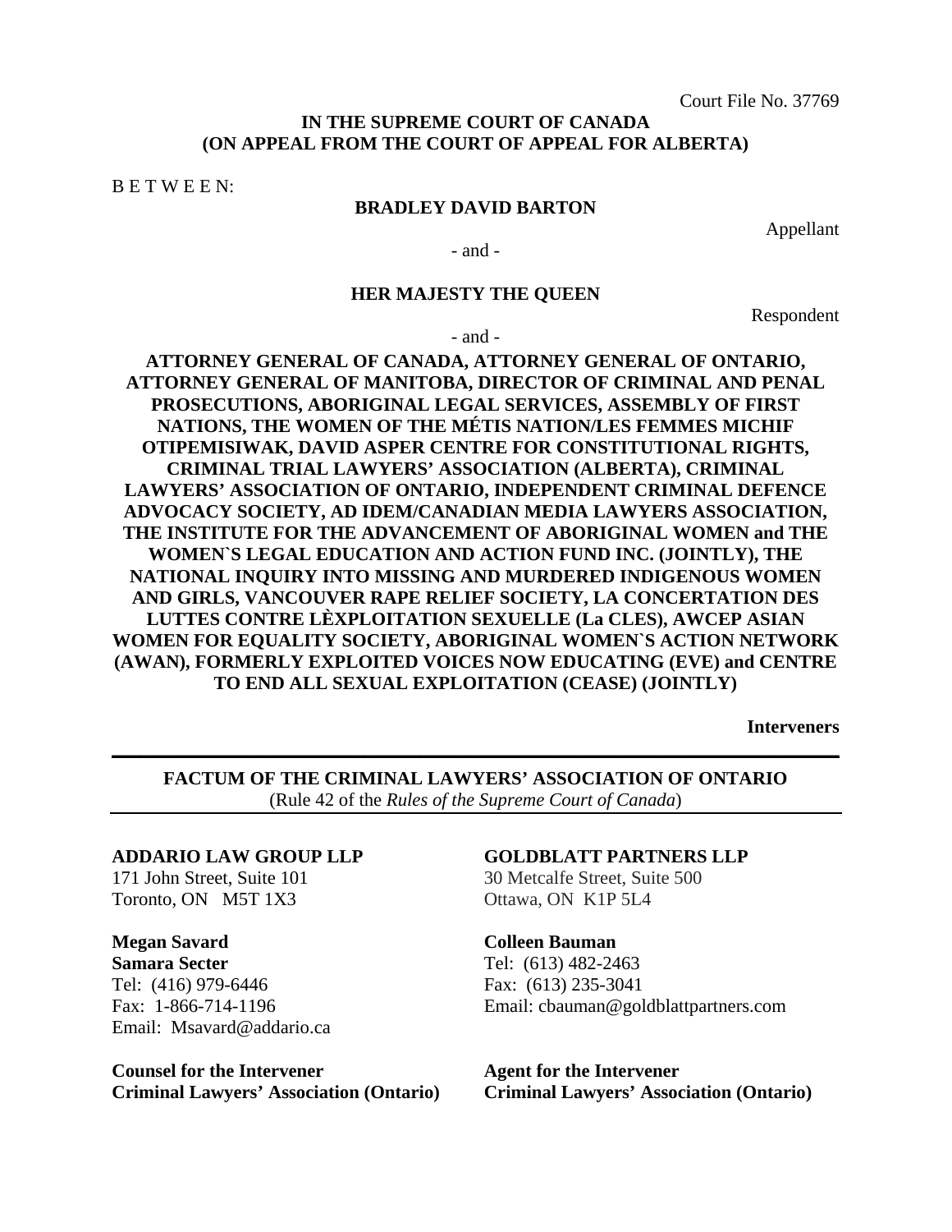Court File No. 37769

**IN THE SUPREME COURT OF CANADA**
**(ON APPEAL FROM THE COURT OF APPEAL FOR ALBERTA)**

B E T W E E N:

**BRADLEY DAVID BARTON**

Appellant

- and -

**HER MAJESTY THE QUEEN**

Respondent

- and -

**ATTORNEY GENERAL OF CANADA, ATTORNEY GENERAL OF ONTARIO, ATTORNEY GENERAL OF MANITOBA, DIRECTOR OF CRIMINAL AND PENAL PROSECUTIONS, ABORIGINAL LEGAL SERVICES, ASSEMBLY OF FIRST NATIONS, THE WOMEN OF THE MÉTIS NATION/LES FEMMES MICHIF OTIPEMISIWAK, DAVID ASPER CENTRE FOR CONSTITUTIONAL RIGHTS, CRIMINAL TRIAL LAWYERS' ASSOCIATION (ALBERTA), CRIMINAL LAWYERS' ASSOCIATION OF ONTARIO, INDEPENDENT CRIMINAL DEFENCE ADVOCACY SOCIETY, AD IDEM/CANADIAN MEDIA LAWYERS ASSOCIATION, THE INSTITUTE FOR THE ADVANCEMENT OF ABORIGINAL WOMEN and THE WOMEN`S LEGAL EDUCATION AND ACTION FUND INC. (JOINTLY), THE NATIONAL INQUIRY INTO MISSING AND MURDERED INDIGENOUS WOMEN AND GIRLS, VANCOUVER RAPE RELIEF SOCIETY, LA CONCERTATION DES LUTTES CONTRE LÈXPLOITATION SEXUELLE (La CLES), AWCEP ASIAN WOMEN FOR EQUALITY SOCIETY, ABORIGINAL WOMEN`S ACTION NETWORK (AWAN), FORMERLY EXPLOITED VOICES NOW EDUCATING (EVE) and CENTRE TO END ALL SEXUAL EXPLOITATION (CEASE) (JOINTLY)**

**Interveners**

---

**FACTUM OF THE CRIMINAL LAWYERS' ASSOCIATION OF ONTARIO**
(Rule 42 of the *Rules of the Supreme Court of Canada*)

---

**ADDARIO LAW GROUP LLP**
171 John Street, Suite 101
Toronto, ON M5T 1X3

**Megan Savard**
**Samara Secter**
Tel: (416) 979-6446
Fax: 1-866-714-1196
Email: Msavard@addario.ca

**Counsel for the Intervener**
**Criminal Lawyers' Association (Ontario)**

**GOLDBLATT PARTNERS LLP**
30 Metcalfe Street, Suite 500
Ottawa, ON K1P 5L4

**Colleen Bauman**
Tel: (613) 482-2463
Fax: (613) 235-3041
Email: cbauman@goldblattpartners.com

**Agent for the Intervener**
**Criminal Lawyers' Association (Ontario)**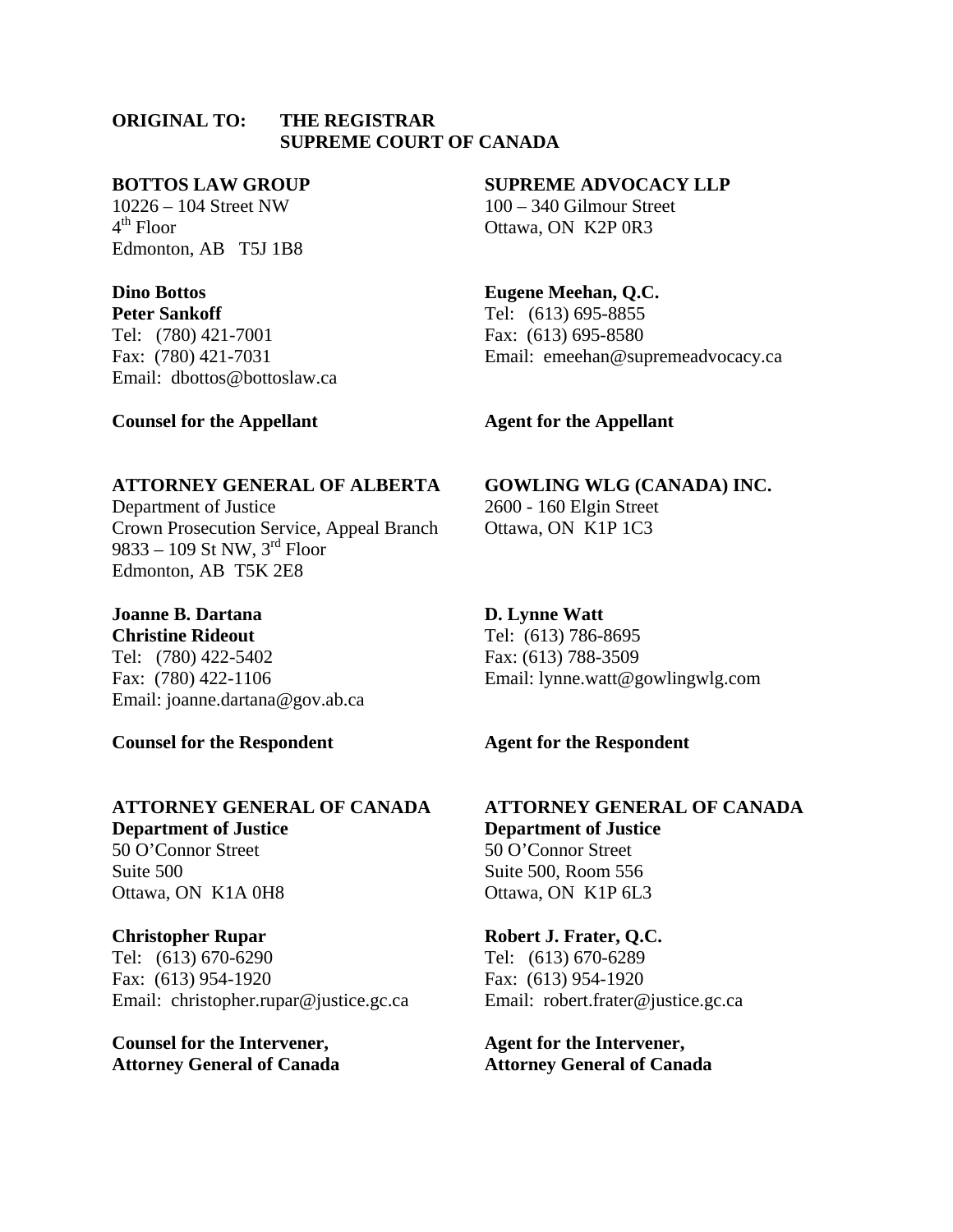**ORIGINAL TO: THE REGISTRAR**
**SUPREME COURT OF CANADA**

**BOTTOS LAW GROUP**
10226 – 104 Street NW
4th Floor
Edmonton, AB T5J 1B8

**Dino Bottos**
**Peter Sankoff**
Tel: (780) 421-7001
Fax: (780) 421-7031
Email: dbottos@bottoslaw.ca

**Counsel for the Appellant**

**SUPREME ADVOCACY LLP**
100 – 340 Gilmour Street
Ottawa, ON K2P 0R3

**Eugene Meehan, Q.C.**
Tel: (613) 695-8855
Fax: (613) 695-8580
Email: emeehan@supremeadvocacy.ca

**Agent for the Appellant**

**ATTORNEY GENERAL OF ALBERTA**
Department of Justice
Crown Prosecution Service, Appeal Branch
9833 – 109 St NW, 3rd Floor
Edmonton, AB T5K 2E8

**Joanne B. Dartana**
**Christine Rideout**
Tel: (780) 422-5402
Fax: (780) 422-1106
Email: joanne.dartana@gov.ab.ca

**Counsel for the Respondent**

**GOWLING WLG (CANADA) INC.**
2600 - 160 Elgin Street
Ottawa, ON K1P 1C3

**D. Lynne Watt**
Tel: (613) 786-8695
Fax: (613) 788-3509
Email: lynne.watt@gowlingwlg.com

**Agent for the Respondent**

**ATTORNEY GENERAL OF CANADA**
**Department of Justice**
50 O'Connor Street
Suite 500
Ottawa, ON K1A 0H8

**Christopher Rupar**
Tel: (613) 670-6290
Fax: (613) 954-1920
Email: christopher.rupar@justice.gc.ca

**Counsel for the Intervener,**
**Attorney General of Canada**

**ATTORNEY GENERAL OF CANADA**
**Department of Justice**
50 O'Connor Street
Suite 500, Room 556
Ottawa, ON K1P 6L3

**Robert J. Frater, Q.C.**
Tel: (613) 670-6289
Fax: (613) 954-1920
Email: robert.frater@justice.gc.ca

**Agent for the Intervener,**
**Attorney General of Canada**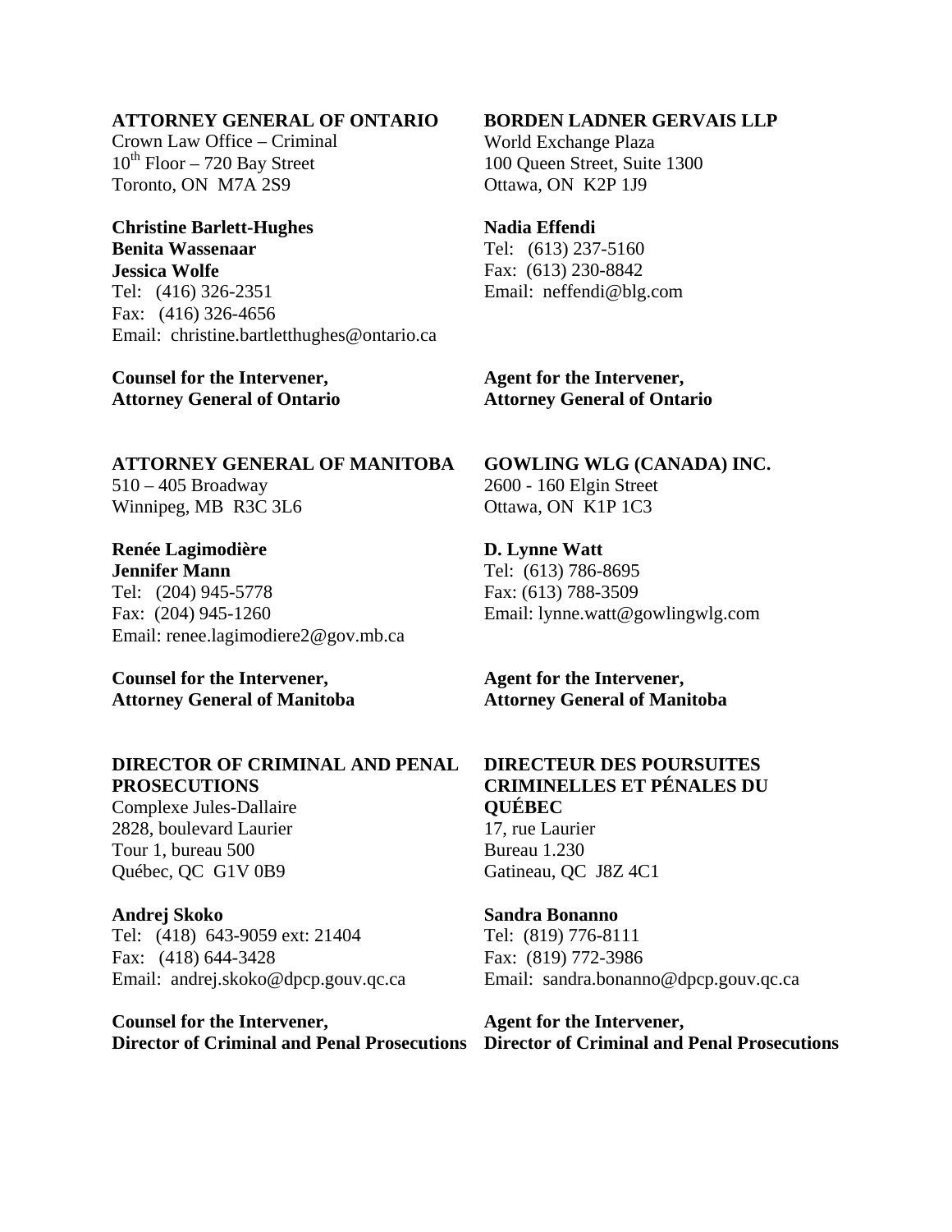**ATTORNEY GENERAL OF ONTARIO**
Crown Law Office – Criminal
10th Floor – 720 Bay Street
Toronto, ON M7A 2S9

**Christine Barlett-Hughes**
**Benita Wassenaar**
**Jessica Wolfe**
Tel: (416) 326-2351
Fax: (416) 326-4656
Email: christine.bartletthughes@ontario.ca

**Counsel for the Intervener, Attorney General of Ontario**

**BORDEN LADNER GERVAIS LLP**
World Exchange Plaza
100 Queen Street, Suite 1300
Ottawa, ON K2P 1J9

**Nadia Effendi**
Tel: (613) 237-5160
Fax: (613) 230-8842
Email: neffendi@blg.com

**Agent for the Intervener, Attorney General of Ontario**

**ATTORNEY GENERAL OF MANITOBA**
510 – 405 Broadway
Winnipeg, MB R3C 3L6

**Renée Lagimodière**
**Jennifer Mann**
Tel: (204) 945-5778
Fax: (204) 945-1260
Email: renee.lagimodiere2@gov.mb.ca

**Counsel for the Intervener, Attorney General of Manitoba**

**GOWLING WLG (CANADA) INC.**
2600 - 160 Elgin Street
Ottawa, ON K1P 1C3

**D. Lynne Watt**
Tel: (613) 786-8695
Fax: (613) 788-3509
Email: lynne.watt@gowlingwlg.com

**Agent for the Intervener, Attorney General of Manitoba**

**DIRECTOR OF CRIMINAL AND PENAL PROSECUTIONS**
Complexe Jules-Dallaire
2828, boulevard Laurier
Tour 1, bureau 500
Québec, QC G1V 0B9

**Andrej Skoko**
Tel: (418) 643-9059 ext: 21404
Fax: (418) 644-3428
Email: andrej.skoko@dpcp.gouv.qc.ca

**Counsel for the Intervener, Director of Criminal and Penal Prosecutions**

**DIRECTEUR DES POURSUITES CRIMINELLES ET PÉNALES DU QUÉBEC**
17, rue Laurier
Bureau 1.230
Gatineau, QC J8Z 4C1

**Sandra Bonanno**
Tel: (819) 776-8111
Fax: (819) 772-3986
Email: sandra.bonanno@dpcp.gouv.qc.ca

**Agent for the Intervener, Director of Criminal and Penal Prosecutions**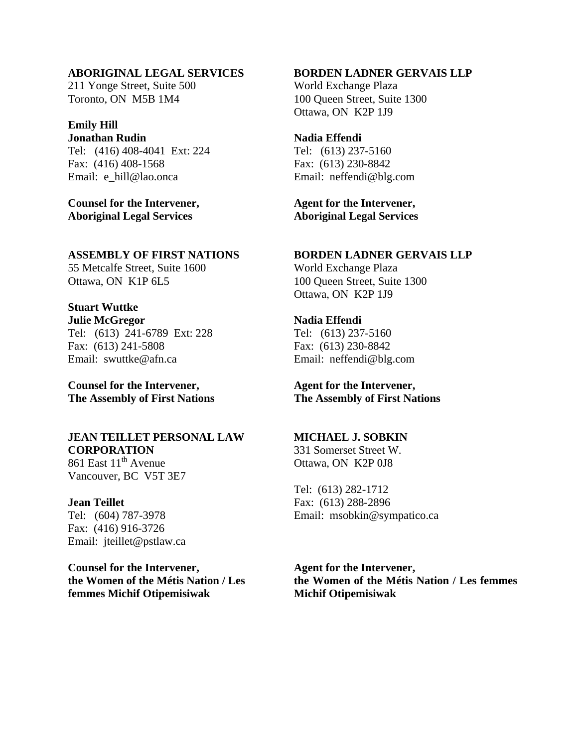**ABORIGINAL LEGAL SERVICES**
211 Yonge Street, Suite 500
Toronto, ON M5B 1M4

**Emily Hill**
**Jonathan Rudin**
Tel: (416) 408-4041 Ext: 224
Fax: (416) 408-1568
Email: e_hill@lao.onca

**Counsel for the Intervener,**
**Aboriginal Legal Services**

**BORDEN LADNER GERVAIS LLP**
World Exchange Plaza
100 Queen Street, Suite 1300
Ottawa, ON K2P 1J9

**Nadia Effendi**
Tel: (613) 237-5160
Fax: (613) 230-8842
Email: neffendi@blg.com

**Agent for the Intervener,**
**Aboriginal Legal Services**

**ASSEMBLY OF FIRST NATIONS**
55 Metcalfe Street, Suite 1600
Ottawa, ON K1P 6L5

**Stuart Wuttke**
**Julie McGregor**
Tel: (613) 241-6789 Ext: 228
Fax: (613) 241-5808
Email: swuttke@afn.ca

**Counsel for the Intervener,**
**The Assembly of First Nations**

**BORDEN LADNER GERVAIS LLP**
World Exchange Plaza
100 Queen Street, Suite 1300
Ottawa, ON K2P 1J9

**Nadia Effendi**
Tel: (613) 237-5160
Fax: (613) 230-8842
Email: neffendi@blg.com

**Agent for the Intervener,**
**The Assembly of First Nations**

**JEAN TEILLET PERSONAL LAW CORPORATION**
861 East 11th Avenue
Vancouver, BC V5T 3E7

**Jean Teillet**
Tel: (604) 787-3978
Fax: (416) 916-3726
Email: jteillet@pstlaw.ca

**Counsel for the Intervener,**
**the Women of the Métis Nation / Les femmes Michif Otipemisiwak**

**MICHAEL J. SOBKIN**
331 Somerset Street W.
Ottawa, ON K2P 0J8

Tel: (613) 282-1712
Fax: (613) 288-2896
Email: msobkin@sympatico.ca

**Agent for the Intervener,**
**the Women of the Métis Nation / Les femmes Michif Otipemisiwak**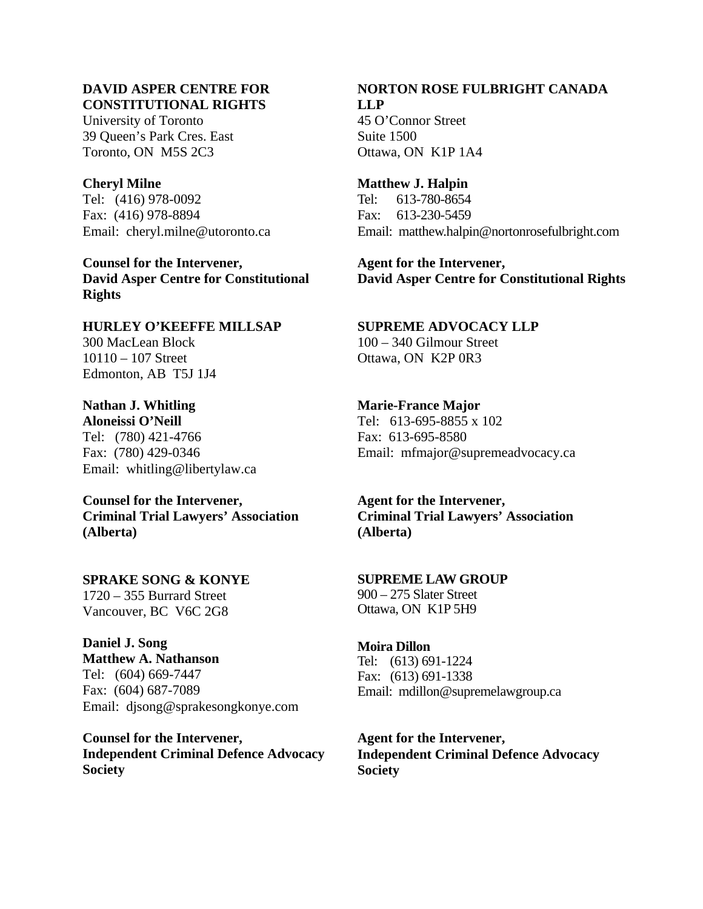**DAVID ASPER CENTRE FOR CONSTITUTIONAL RIGHTS**
University of Toronto
39 Queen's Park Cres. East
Toronto, ON M5S 2C3

**Cheryl Milne**
Tel: (416) 978-0092
Fax: (416) 978-8894
Email: cheryl.milne@utoronto.ca

**Counsel for the Intervener, David Asper Centre for Constitutional Rights**

**NORTON ROSE FULBRIGHT CANADA LLP**
45 O'Connor Street
Suite 1500
Ottawa, ON K1P 1A4

**Matthew J. Halpin**
Tel: 613-780-8654
Fax: 613-230-5459
Email: matthew.halpin@nortonrosefulbright.com

**Agent for the Intervener, David Asper Centre for Constitutional Rights**

**HURLEY O'KEEFFE MILLSAP**
300 MacLean Block
10110 – 107 Street
Edmonton, AB T5J 1J4

**Nathan J. Whitling**
**Aloneissi O'Neill**
Tel: (780) 421-4766
Fax: (780) 429-0346
Email: whitling@libertylaw.ca

**Counsel for the Intervener, Criminal Trial Lawyers' Association (Alberta)**

**SUPREME ADVOCACY LLP**
100 – 340 Gilmour Street
Ottawa, ON K2P 0R3

**Marie-France Major**
Tel: 613-695-8855 x 102
Fax: 613-695-8580
Email: mfmajor@supremeadvocacy.ca

**Agent for the Intervener, Criminal Trial Lawyers' Association (Alberta)**

**SPRAKE SONG & KONYE**
1720 – 355 Burrard Street
Vancouver, BC V6C 2G8

**Daniel J. Song**
**Matthew A. Nathanson**
Tel: (604) 669-7447
Fax: (604) 687-7089
Email: djsong@sprakesongkonye.com

**Counsel for the Intervener, Independent Criminal Defence Advocacy Society**

**SUPREME LAW GROUP**
900 – 275 Slater Street
Ottawa, ON K1P 5H9

**Moira Dillon**
Tel: (613) 691-1224
Fax: (613) 691-1338
Email: mdillon@supremelawgroup.ca

**Agent for the Intervener, Independent Criminal Defence Advocacy Society**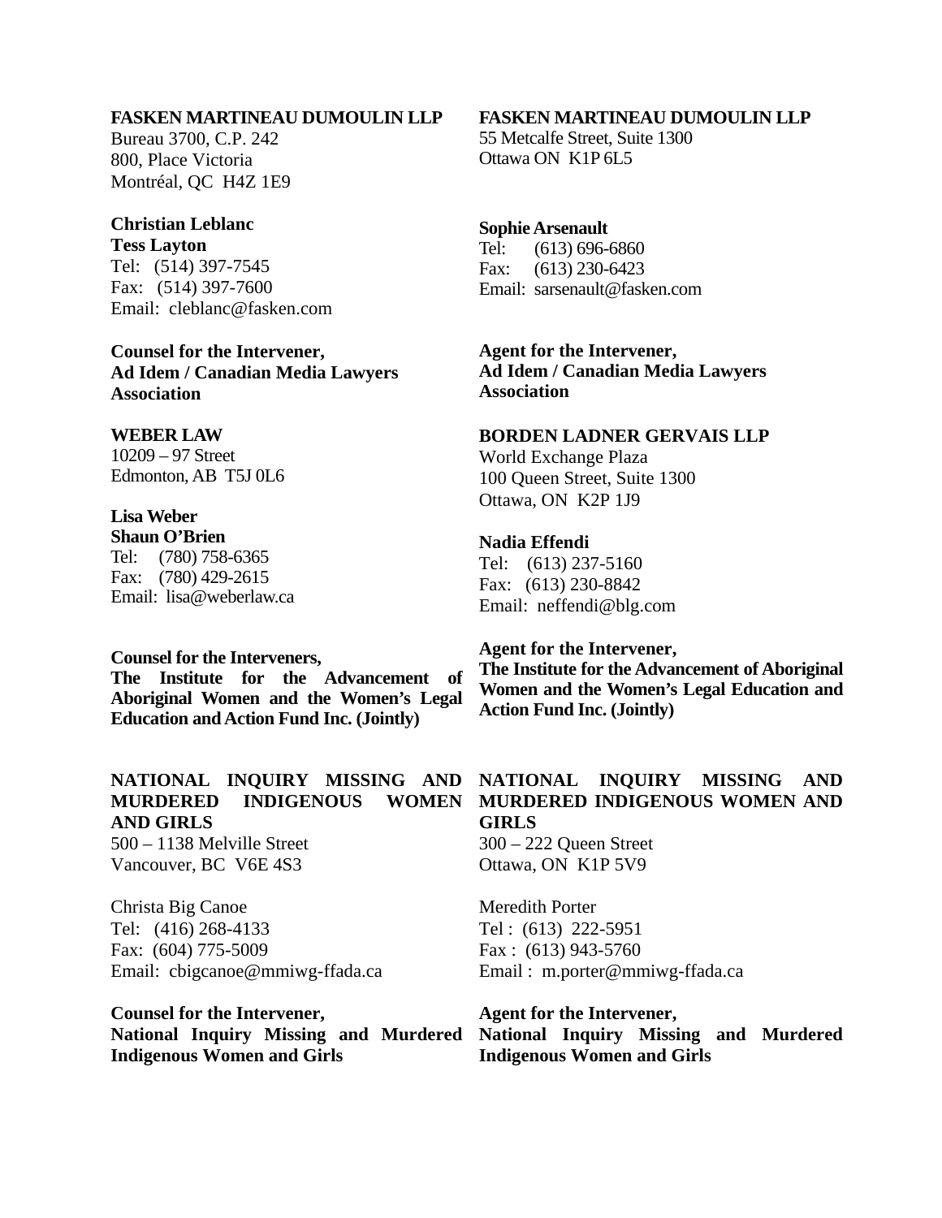**FASKEN MARTINEAU DUMOULIN LLP**
Bureau 3700, C.P. 242
800, Place Victoria
Montréal, QC H4Z 1E9

**Christian Leblanc**
**Tess Layton**
Tel: (514) 397-7545
Fax: (514) 397-7600
Email: cleblanc@fasken.com

**Counsel for the Intervener,**
**Ad Idem / Canadian Media Lawyers Association**

**FASKEN MARTINEAU DUMOULIN LLP**
55 Metcalfe Street, Suite 1300
Ottawa ON K1P 6L5

**Sophie Arsenault**
Tel: (613) 696-6860
Fax: (613) 230-6423
Email: sarsenault@fasken.com

**Agent for the Intervener,**
**Ad Idem / Canadian Media Lawyers Association**

**WEBER LAW**
10209 – 97 Street
Edmonton, AB T5J 0L6

**Lisa Weber**
**Shaun O'Brien**
Tel: (780) 758-6365
Fax: (780) 429-2615
Email: lisa@weberlaw.ca

**Counsel for the Interveners,**
**The Institute for the Advancement of Aboriginal Women and the Women's Legal Education and Action Fund Inc. (Jointly)**

**BORDEN LADNER GERVAIS LLP**
World Exchange Plaza
100 Queen Street, Suite 1300
Ottawa, ON K2P 1J9

**Nadia Effendi**
Tel: (613) 237-5160
Fax: (613) 230-8842
Email: neffendi@blg.com

**Agent for the Intervener,**
**The Institute for the Advancement of Aboriginal Women and the Women's Legal Education and Action Fund Inc. (Jointly)**

**NATIONAL INQUIRY MISSING AND MURDERED INDIGENOUS WOMEN AND GIRLS**
500 – 1138 Melville Street
Vancouver, BC V6E 4S3

Christa Big Canoe
Tel: (416) 268-4133
Fax: (604) 775-5009
Email: cbigcanoe@mmiwg-ffada.ca

**Counsel for the Intervener,**
**National Inquiry Missing and Murdered Indigenous Women and Girls**

**NATIONAL INQUIRY MISSING AND MURDERED INDIGENOUS WOMEN AND GIRLS**
300 – 222 Queen Street
Ottawa, ON K1P 5V9

Meredith Porter
Tel : (613) 222-5951
Fax : (613) 943-5760
Email : m.porter@mmiwg-ffada.ca

**Agent for the Intervener,**
**National Inquiry Missing and Murdered Indigenous Women and Girls**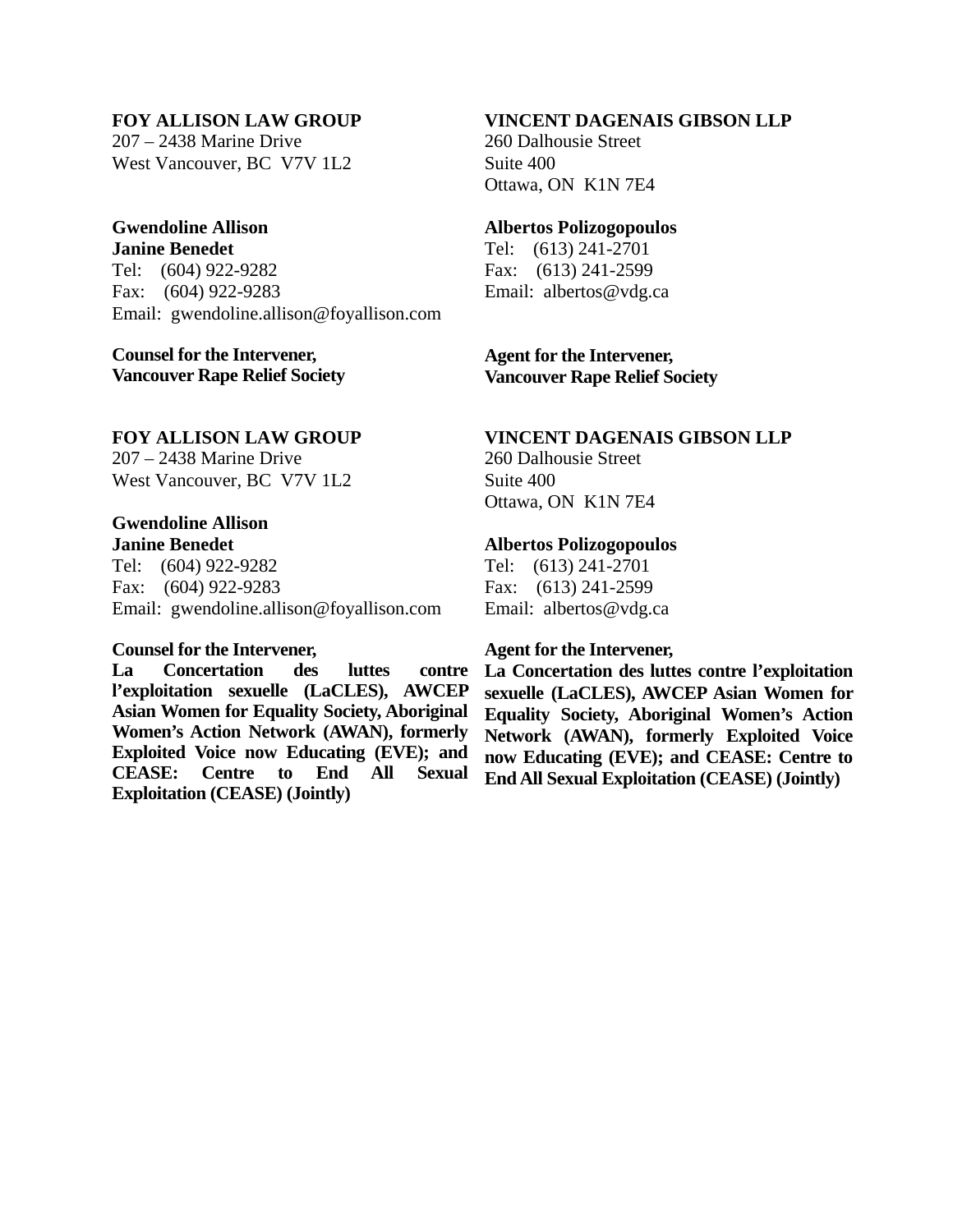**FOY ALLISON LAW GROUP**
207 – 2438 Marine Drive
West Vancouver, BC V7V 1L2

**Gwendoline Allison**
**Janine Benedet**
Tel: (604) 922-9282
Fax: (604) 922-9283
Email: gwendoline.allison@foyallison.com

**Counsel for the Intervener,**
**Vancouver Rape Relief Society**

**VINCENT DAGENAIS GIBSON LLP**
260 Dalhousie Street
Suite 400
Ottawa, ON K1N 7E4

**Albertos Polizogopoulos**
Tel: (613) 241-2701
Fax: (613) 241-2599
Email: albertos@vdg.ca

**Agent for the Intervener,**
**Vancouver Rape Relief Society**

**FOY ALLISON LAW GROUP**
207 – 2438 Marine Drive
West Vancouver, BC V7V 1L2

**Gwendoline Allison**
**Janine Benedet**
Tel: (604) 922-9282
Fax: (604) 922-9283
Email: gwendoline.allison@foyallison.com

**Counsel for the Intervener,**
**La Concertation des luttes contre l'exploitation sexuelle (LaCLES), AWCEP Asian Women for Equality Society, Aboriginal Women's Action Network (AWAN), formerly Exploited Voice now Educating (EVE); and CEASE: Centre to End All Sexual Exploitation (CEASE) (Jointly)**

**VINCENT DAGENAIS GIBSON LLP**
260 Dalhousie Street
Suite 400
Ottawa, ON K1N 7E4

**Albertos Polizogopoulos**
Tel: (613) 241-2701
Fax: (613) 241-2599
Email: albertos@vdg.ca

**Agent for the Intervener,**
**La Concertation des luttes contre l'exploitation sexuelle (LaCLES), AWCEP Asian Women for Equality Society, Aboriginal Women's Action Network (AWAN), formerly Exploited Voice now Educating (EVE); and CEASE: Centre to End All Sexual Exploitation (CEASE) (Jointly)**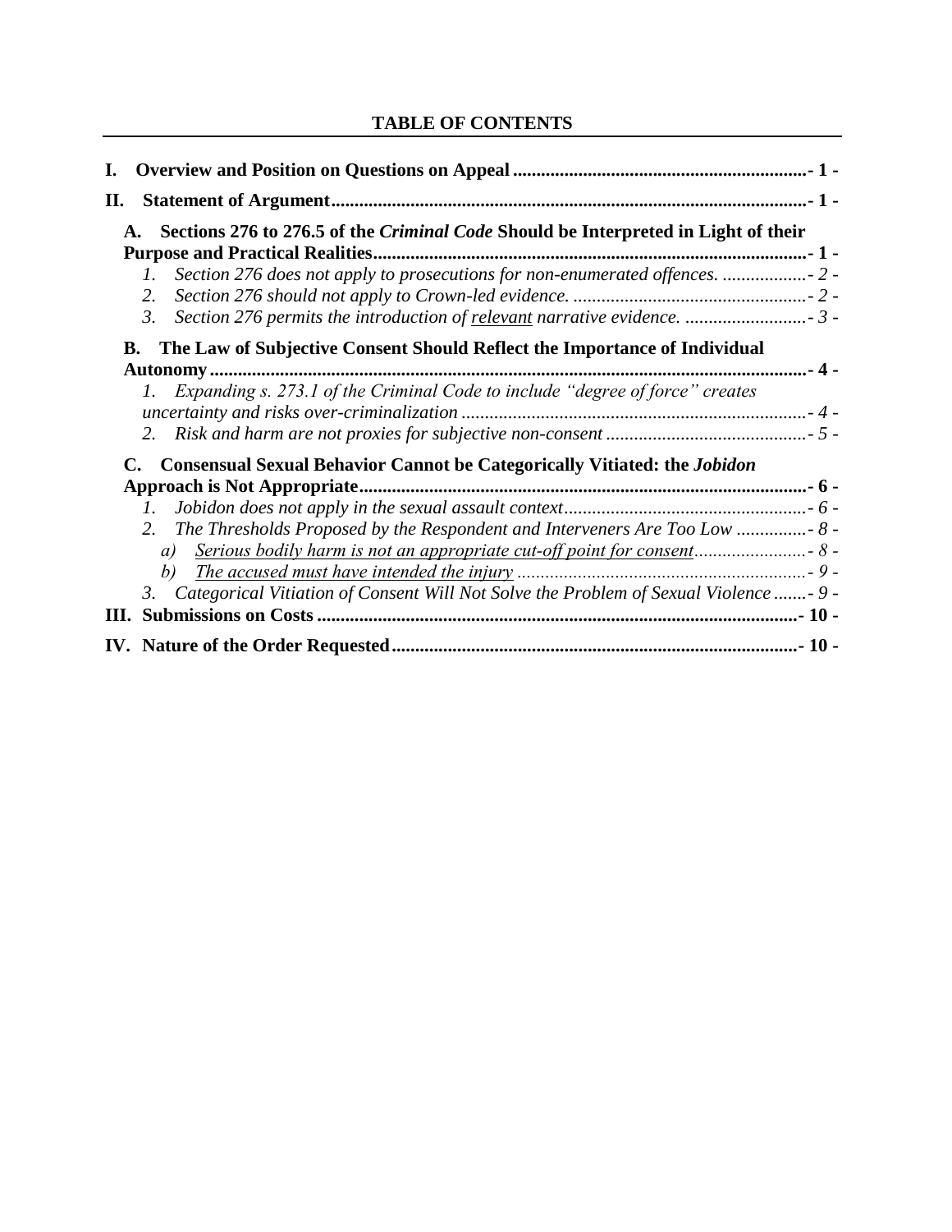**TABLE OF CONTENTS**

**I. Overview and Position on Questions on Appeal** ........................................................ - 1 -

**II. Statement of Argument** ........................................................................................ - 1 -

**A. Sections 276 to 276.5 of the *Criminal Code* Should be Interpreted in Light of their Purpose and Practical Realities** ........................................................................................ - 1 -

1. *Section 276 does not apply to prosecutions for non-enumerated offences.* .................. - 2 -
2. *Section 276 should not apply to Crown-led evidence.* ................................................ - 2 -
3. *Section 276 permits the introduction of relevant narrative evidence.* .......................... - 3 -

**B. The Law of Subjective Consent Should Reflect the Importance of Individual Autonomy** ........................................................................................................................ - 4 -

1. *Expanding s. 273.1 of the Criminal Code to include "degree of force" creates uncertainty and risks over-criminalization* ........................................................................ - 4 -
2. *Risk and harm are not proxies for subjective non-consent* ........................................... - 5 -

**C. Consensual Sexual Behavior Cannot be Categorically Vitiated: the *Jobidon* Approach is Not Appropriate** ............................................................................................... - 6 -

1. *Jobidon does not apply in the sexual assault context* .................................................... - 6 -
2. *The Thresholds Proposed by the Respondent and Interveners Are Too Low* ............... - 8 -
   a) *Serious bodily harm is not an appropriate cut-off point for consent* ........................ - 8 -
   b) *The accused must have intended the injury* ............................................................. - 9 -
3. *Categorical Vitiation of Consent Will Not Solve the Problem of Sexual Violence* ....... - 9 -

**III. Submissions on Costs** ........................................................................................... - 10 -

**IV. Nature of the Order Requested** ............................................................................. - 10 -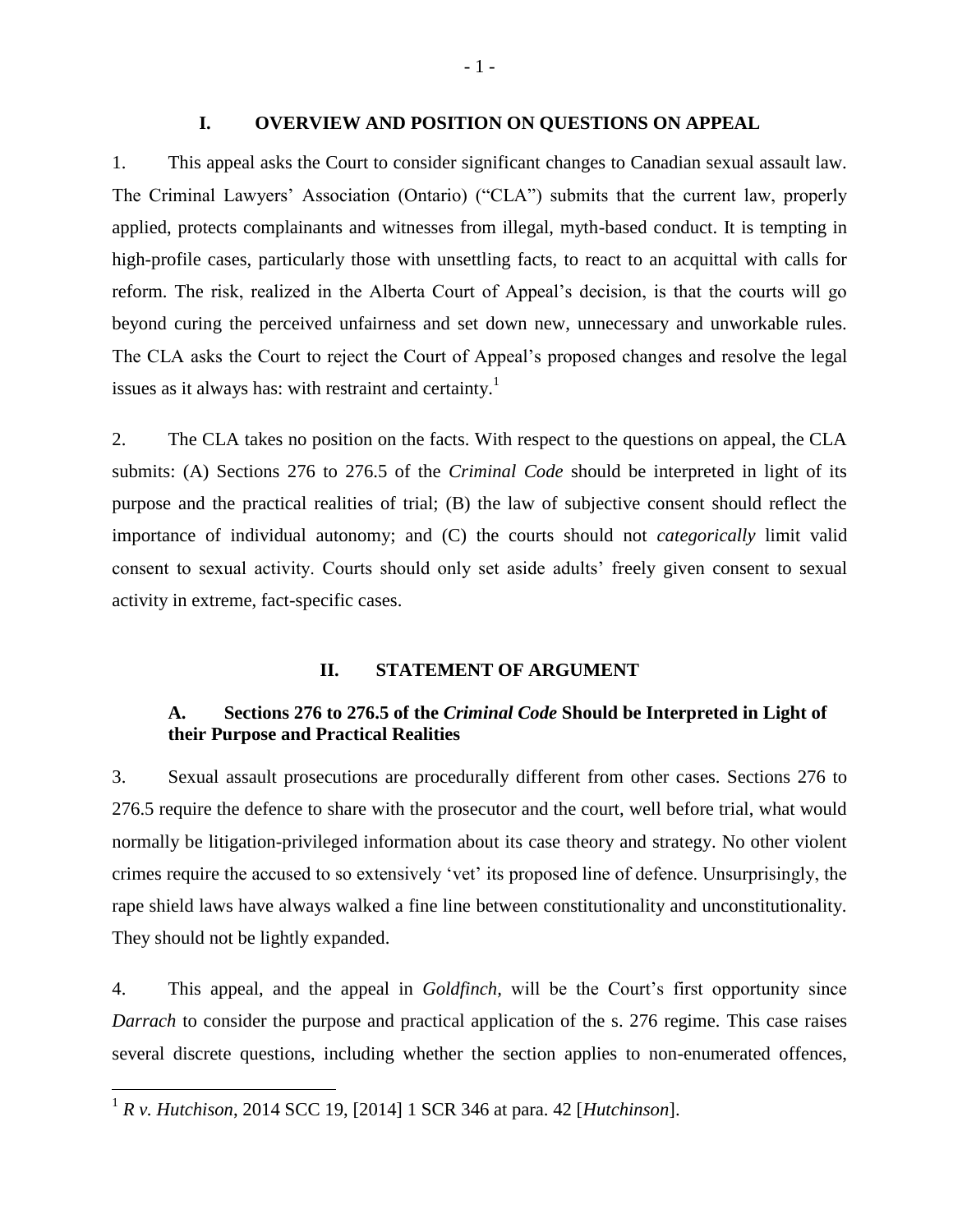## I. OVERVIEW AND POSITION ON QUESTIONS ON APPEAL

1. This appeal asks the Court to consider significant changes to Canadian sexual assault law. The Criminal Lawyers' Association (Ontario) ("CLA") submits that the current law, properly applied, protects complainants and witnesses from illegal, myth-based conduct. It is tempting in high-profile cases, particularly those with unsettling facts, to react to an acquittal with calls for reform. The risk, realized in the Alberta Court of Appeal's decision, is that the courts will go beyond curing the perceived unfairness and set down new, unnecessary and unworkable rules. The CLA asks the Court to reject the Court of Appeal's proposed changes and resolve the legal issues as it always has: with restraint and certainty.[1]

2. The CLA takes no position on the facts. With respect to the questions on appeal, the CLA submits: (A) Sections 276 to 276.5 of the *Criminal Code* should be interpreted in light of its purpose and the practical realities of trial; (B) the law of subjective consent should reflect the importance of individual autonomy; and (C) the courts should not *categorically* limit valid consent to sexual activity. Courts should only set aside adults' freely given consent to sexual activity in extreme, fact-specific cases.

## II. STATEMENT OF ARGUMENT

### A. Sections 276 to 276.5 of the *Criminal Code* Should be Interpreted in Light of their Purpose and Practical Realities

3. Sexual assault prosecutions are procedurally different from other cases. Sections 276 to 276.5 require the defence to share with the prosecutor and the court, well before trial, what would normally be litigation-privileged information about its case theory and strategy. No other violent crimes require the accused to so extensively 'vet' its proposed line of defence. Unsurprisingly, the rape shield laws have always walked a fine line between constitutionality and unconstitutionality. They should not be lightly expanded.

4. This appeal, and the appeal in *Goldfinch,* will be the Court's first opportunity since *Darrach* to consider the purpose and practical application of the s. 276 regime. This case raises several discrete questions, including whether the section applies to non-enumerated offences,

[1] *R v. Hutchison*, 2014 SCC 19, [2014] 1 SCR 346 at para. 42 [*Hutchinson*].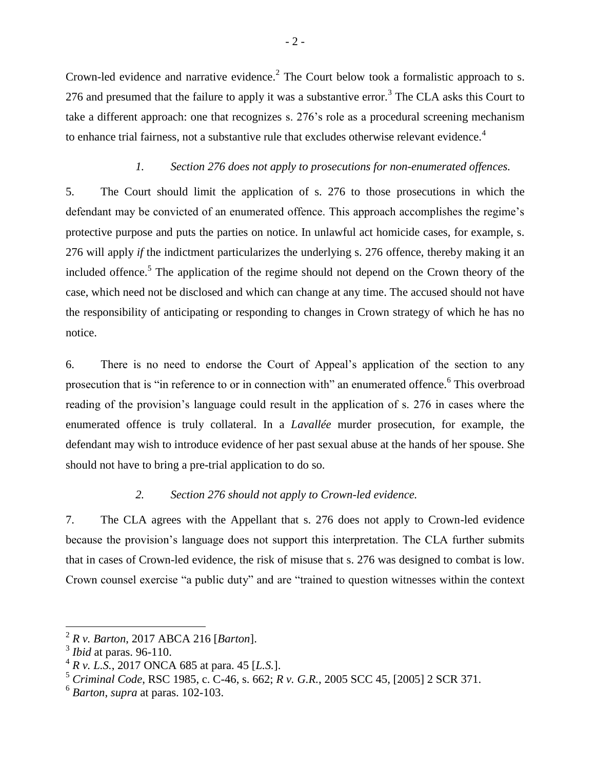Crown-led evidence and narrative evidence.[2] The Court below took a formalistic approach to s. 276 and presumed that the failure to apply it was a substantive error.[3] The CLA asks this Court to take a different approach: one that recognizes s. 276's role as a procedural screening mechanism to enhance trial fairness, not a substantive rule that excludes otherwise relevant evidence.[4]

### *1. Section 276 does not apply to prosecutions for non-enumerated offences.*

5. The Court should limit the application of s. 276 to those prosecutions in which the defendant may be convicted of an enumerated offence. This approach accomplishes the regime's protective purpose and puts the parties on notice. In unlawful act homicide cases, for example, s. 276 will apply *if* the indictment particularizes the underlying s. 276 offence, thereby making it an included offence.[5] The application of the regime should not depend on the Crown theory of the case, which need not be disclosed and which can change at any time. The accused should not have the responsibility of anticipating or responding to changes in Crown strategy of which he has no notice.

6. There is no need to endorse the Court of Appeal's application of the section to any prosecution that is "in reference to or in connection with" an enumerated offence.[6] This overbroad reading of the provision's language could result in the application of s. 276 in cases where the enumerated offence is truly collateral. In a *Lavallée* murder prosecution, for example, the defendant may wish to introduce evidence of her past sexual abuse at the hands of her spouse. She should not have to bring a pre-trial application to do so.

### *2. Section 276 should not apply to Crown-led evidence.*

7. The CLA agrees with the Appellant that s. 276 does not apply to Crown-led evidence because the provision's language does not support this interpretation. The CLA further submits that in cases of Crown-led evidence, the risk of misuse that s. 276 was designed to combat is low. Crown counsel exercise "a public duty" and are "trained to question witnesses within the context

---

[2] *R v. Barton*, 2017 ABCA 216 [*Barton*].

[3] *Ibid* at paras. 96-110.

[4] *R v. L.S.*, 2017 ONCA 685 at para. 45 [*L.S.*].

[5] *Criminal Code*, RSC 1985, c. C-46, s. 662; *R v. G.R.*, 2005 SCC 45, [2005] 2 SCR 371.

[6] *Barton*, *supra* at paras. 102-103.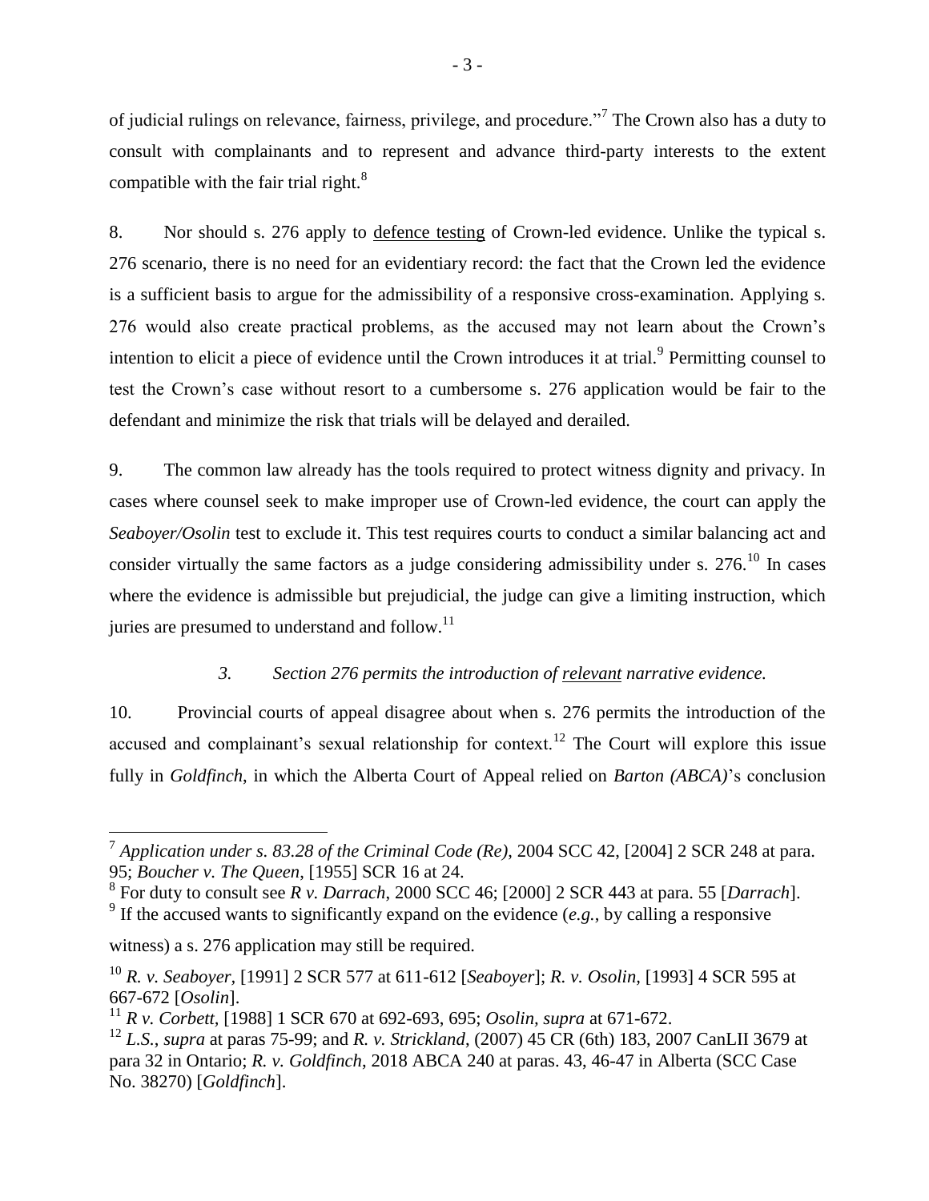of judicial rulings on relevance, fairness, privilege, and procedure."[7] The Crown also has a duty to consult with complainants and to represent and advance third-party interests to the extent compatible with the fair trial right.[8]

8. Nor should s. 276 apply to <u>defence testing</u> of Crown-led evidence. Unlike the typical s. 276 scenario, there is no need for an evidentiary record: the fact that the Crown led the evidence is a sufficient basis to argue for the admissibility of a responsive cross-examination. Applying s. 276 would also create practical problems, as the accused may not learn about the Crown's intention to elicit a piece of evidence until the Crown introduces it at trial.[9] Permitting counsel to test the Crown's case without resort to a cumbersome s. 276 application would be fair to the defendant and minimize the risk that trials will be delayed and derailed.

9. The common law already has the tools required to protect witness dignity and privacy. In cases where counsel seek to make improper use of Crown-led evidence, the court can apply the *Seaboyer/Osolin* test to exclude it. This test requires courts to conduct a similar balancing act and consider virtually the same factors as a judge considering admissibility under s. 276.[10] In cases where the evidence is admissible but prejudicial, the judge can give a limiting instruction, which juries are presumed to understand and follow.[11]

### *3. Section 276 permits the introduction of <u>relevant</u> narrative evidence.*

10. Provincial courts of appeal disagree about when s. 276 permits the introduction of the accused and complainant's sexual relationship for context.[12] The Court will explore this issue fully in *Goldfinch*, in which the Alberta Court of Appeal relied on *Barton (ABCA)*'s conclusion

---

[7] *Application under s. 83.28 of the Criminal Code (Re)*, 2004 SCC 42, [2004] 2 SCR 248 at para. 95; *Boucher v. The Queen*, [1955] SCR 16 at 24.

[8] For duty to consult see *R v. Darrach*, 2000 SCC 46; [2000] 2 SCR 443 at para. 55 [*Darrach*].

[9] If the accused wants to significantly expand on the evidence (*e.g.*, by calling a responsive witness) a s. 276 application may still be required.

[10] *R. v. Seaboyer*, [1991] 2 SCR 577 at 611-612 [*Seaboyer*]; *R. v. Osolin*, [1993] 4 SCR 595 at 667-672 [*Osolin*].

[11] *R v. Corbett*, [1988] 1 SCR 670 at 692-693, 695; *Osolin, supra* at 671-672.

[12] *L.S.*, *supra* at paras 75-99; and *R. v. Strickland*, (2007) 45 CR (6th) 183, 2007 CanLII 3679 at para 32 in Ontario; *R. v. Goldfinch*, 2018 ABCA 240 at paras. 43, 46-47 in Alberta (SCC Case No. 38270) [*Goldfinch*].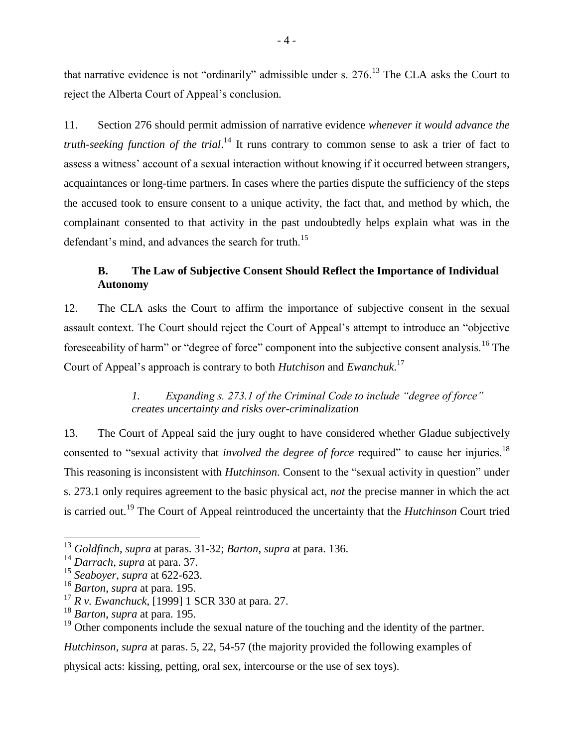that narrative evidence is not "ordinarily" admissible under s. 276.[13] The CLA asks the Court to reject the Alberta Court of Appeal's conclusion.

11. Section 276 should permit admission of narrative evidence *whenever it would advance the truth-seeking function of the trial*.[14] It runs contrary to common sense to ask a trier of fact to assess a witness' account of a sexual interaction without knowing if it occurred between strangers, acquaintances or long-time partners. In cases where the parties dispute the sufficiency of the steps the accused took to ensure consent to a unique activity, the fact that, and method by which, the complainant consented to that activity in the past undoubtedly helps explain what was in the defendant's mind, and advances the search for truth.[15]

## B. The Law of Subjective Consent Should Reflect the Importance of Individual Autonomy

12. The CLA asks the Court to affirm the importance of subjective consent in the sexual assault context. The Court should reject the Court of Appeal's attempt to introduce an "objective foreseeability of harm" or "degree of force" component into the subjective consent analysis.[16] The Court of Appeal's approach is contrary to both *Hutchison* and *Ewanchuk*.[17]

### *1. Expanding s. 273.1 of the Criminal Code to include "degree of force" creates uncertainty and risks over-criminalization*

13. The Court of Appeal said the jury ought to have considered whether Gladue subjectively consented to "sexual activity that *involved the degree of force* required" to cause her injuries.[18] This reasoning is inconsistent with *Hutchinson*. Consent to the "sexual activity in question" under s. 273.1 only requires agreement to the basic physical act, *not* the precise manner in which the act is carried out.[19] The Court of Appeal reintroduced the uncertainty that the *Hutchinson* Court tried

---

[13] *Goldfinch*, *supra* at paras. 31-32; *Barton*, *supra* at para. 136.

[14] *Darrach*, *supra* at para. 37.

[15] *Seaboyer*, *supra* at 622-623.

[16] *Barton*, *supra* at para. 195.

[17] *R v. Ewanchuck*, [1999] 1 SCR 330 at para. 27.

[18] *Barton*, *supra* at para. 195.

[19] Other components include the sexual nature of the touching and the identity of the partner. *Hutchinson*, *supra* at paras. 5, 22, 54-57 (the majority provided the following examples of physical acts: kissing, petting, oral sex, intercourse or the use of sex toys).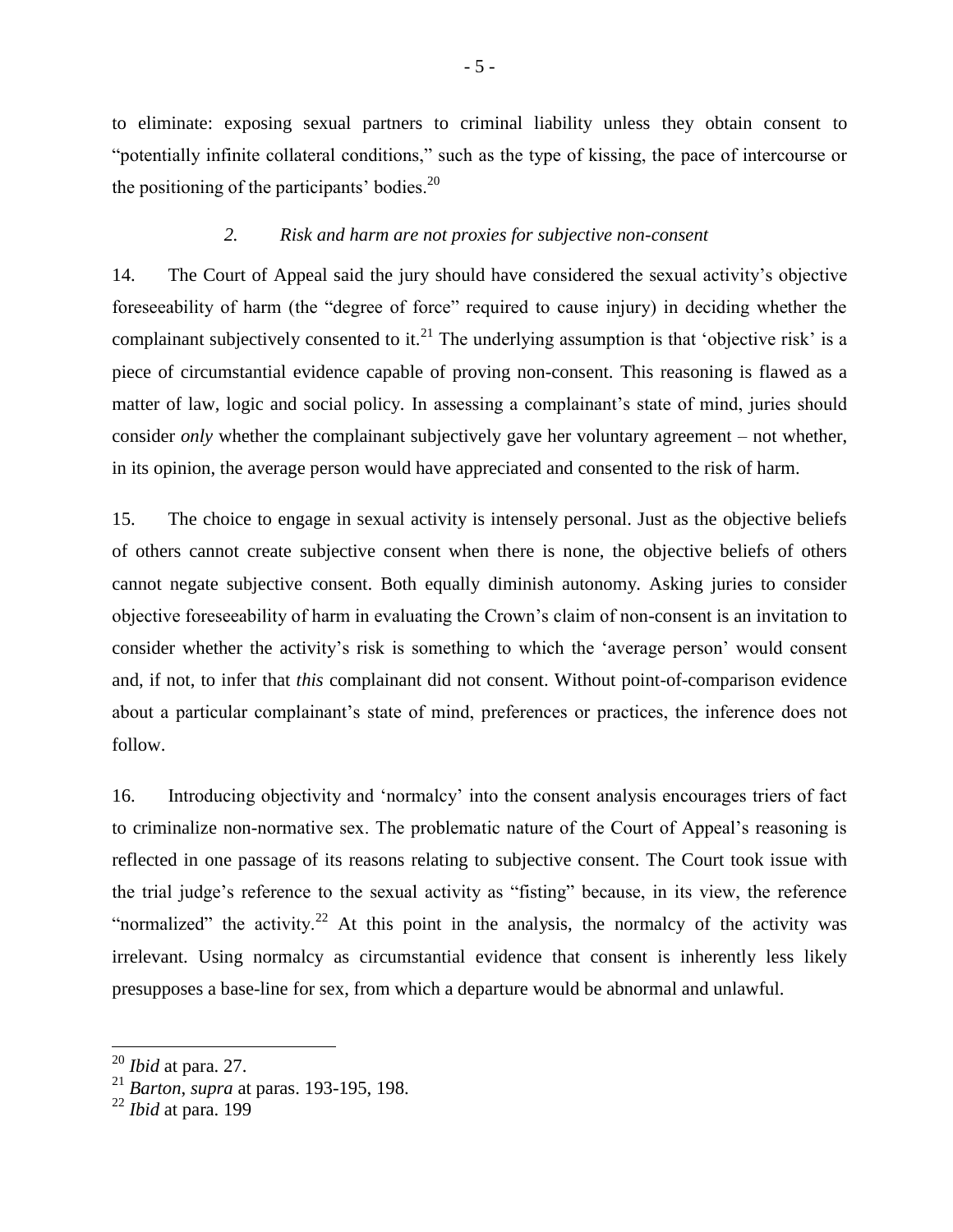to eliminate: exposing sexual partners to criminal liability unless they obtain consent to "potentially infinite collateral conditions," such as the type of kissing, the pace of intercourse or the positioning of the participants' bodies.[20]

### *2. Risk and harm are not proxies for subjective non-consent*

14. The Court of Appeal said the jury should have considered the sexual activity's objective foreseeability of harm (the "degree of force" required to cause injury) in deciding whether the complainant subjectively consented to it.[21] The underlying assumption is that 'objective risk' is a piece of circumstantial evidence capable of proving non-consent. This reasoning is flawed as a matter of law, logic and social policy. In assessing a complainant's state of mind, juries should consider *only* whether the complainant subjectively gave her voluntary agreement – not whether, in its opinion, the average person would have appreciated and consented to the risk of harm.

15. The choice to engage in sexual activity is intensely personal. Just as the objective beliefs of others cannot create subjective consent when there is none, the objective beliefs of others cannot negate subjective consent. Both equally diminish autonomy. Asking juries to consider objective foreseeability of harm in evaluating the Crown's claim of non-consent is an invitation to consider whether the activity's risk is something to which the 'average person' would consent and, if not, to infer that *this* complainant did not consent. Without point-of-comparison evidence about a particular complainant's state of mind, preferences or practices, the inference does not follow.

16. Introducing objectivity and 'normalcy' into the consent analysis encourages triers of fact to criminalize non-normative sex. The problematic nature of the Court of Appeal's reasoning is reflected in one passage of its reasons relating to subjective consent. The Court took issue with the trial judge's reference to the sexual activity as "fisting" because, in its view, the reference "normalized" the activity.[22] At this point in the analysis, the normalcy of the activity was irrelevant. Using normalcy as circumstantial evidence that consent is inherently less likely presupposes a base-line for sex, from which a departure would be abnormal and unlawful.

---

[20] *Ibid* at para. 27.

[21] *Barton*, *supra* at paras. 193-195, 198.

[22] *Ibid* at para. 199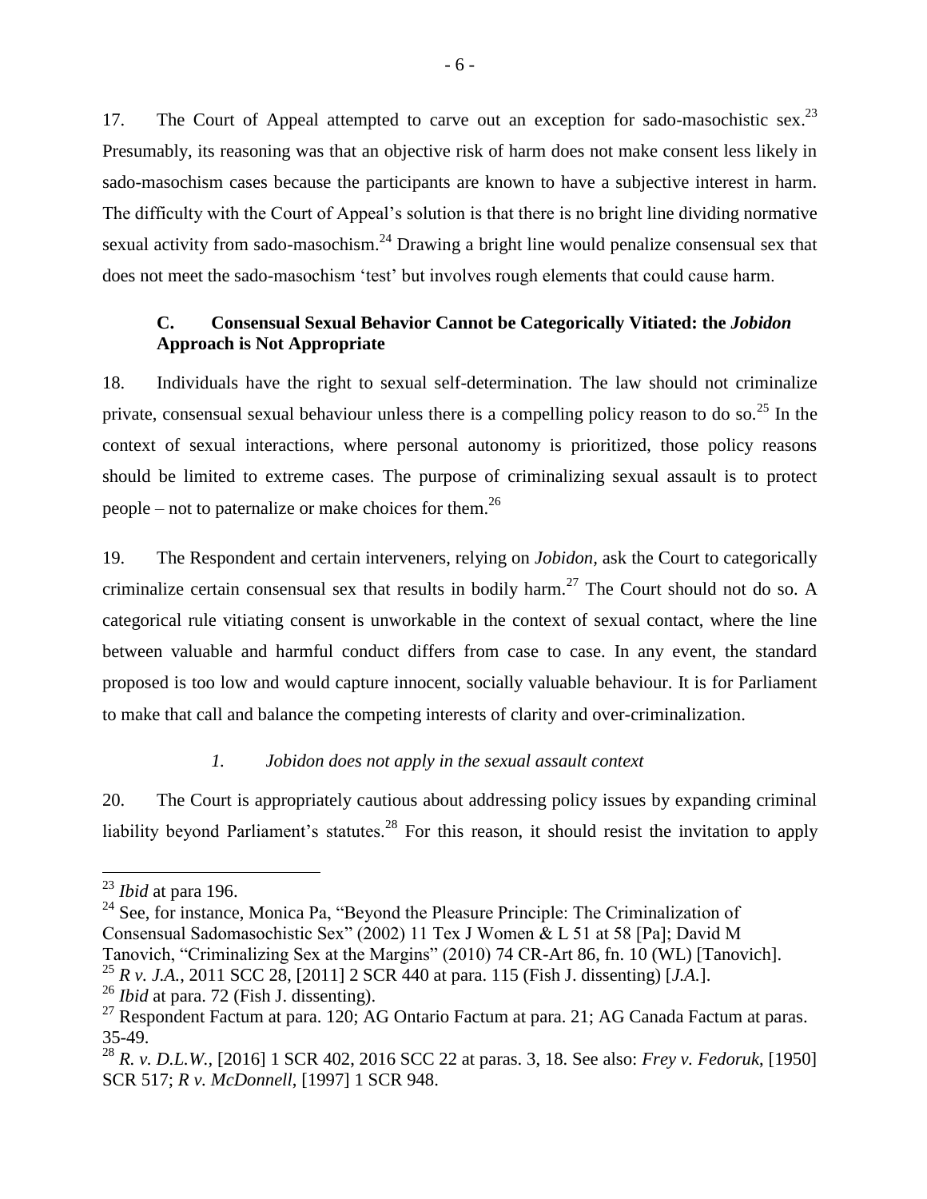17. The Court of Appeal attempted to carve out an exception for sado-masochistic sex.[23] Presumably, its reasoning was that an objective risk of harm does not make consent less likely in sado-masochism cases because the participants are known to have a subjective interest in harm. The difficulty with the Court of Appeal's solution is that there is no bright line dividing normative sexual activity from sado-masochism.[24] Drawing a bright line would penalize consensual sex that does not meet the sado-masochism 'test' but involves rough elements that could cause harm.

### C. Consensual Sexual Behavior Cannot be Categorically Vitiated: the *Jobidon* Approach is Not Appropriate

18. Individuals have the right to sexual self-determination. The law should not criminalize private, consensual sexual behaviour unless there is a compelling policy reason to do so.[25] In the context of sexual interactions, where personal autonomy is prioritized, those policy reasons should be limited to extreme cases. The purpose of criminalizing sexual assault is to protect people – not to paternalize or make choices for them.[26]

19. The Respondent and certain interveners, relying on *Jobidon*, ask the Court to categorically criminalize certain consensual sex that results in bodily harm.[27] The Court should not do so. A categorical rule vitiating consent is unworkable in the context of sexual contact, where the line between valuable and harmful conduct differs from case to case. In any event, the standard proposed is too low and would capture innocent, socially valuable behaviour. It is for Parliament to make that call and balance the competing interests of clarity and over-criminalization.

#### *1. Jobidon does not apply in the sexual assault context*

20. The Court is appropriately cautious about addressing policy issues by expanding criminal liability beyond Parliament's statutes.[28] For this reason, it should resist the invitation to apply

---

[23] *Ibid* at para 196.

[24] See, for instance, Monica Pa, "Beyond the Pleasure Principle: The Criminalization of Consensual Sadomasochistic Sex" (2002) 11 Tex J Women & L 51 at 58 [Pa]; David M Tanovich, "Criminalizing Sex at the Margins" (2010) 74 CR-Art 86, fn. 10 (WL) [Tanovich].

[25] *R v. J.A.*, 2011 SCC 28, [2011] 2 SCR 440 at para. 115 (Fish J. dissenting) [*J.A.*].

[26] *Ibid* at para. 72 (Fish J. dissenting).

[27] Respondent Factum at para. 120; AG Ontario Factum at para. 21; AG Canada Factum at paras. 35-49.

[28] *R. v. D.L.W.*, [2016] 1 SCR 402, 2016 SCC 22 at paras. 3, 18. See also: *Frey v. Fedoruk*, [1950] SCR 517; *R v. McDonnell*, [1997] 1 SCR 948.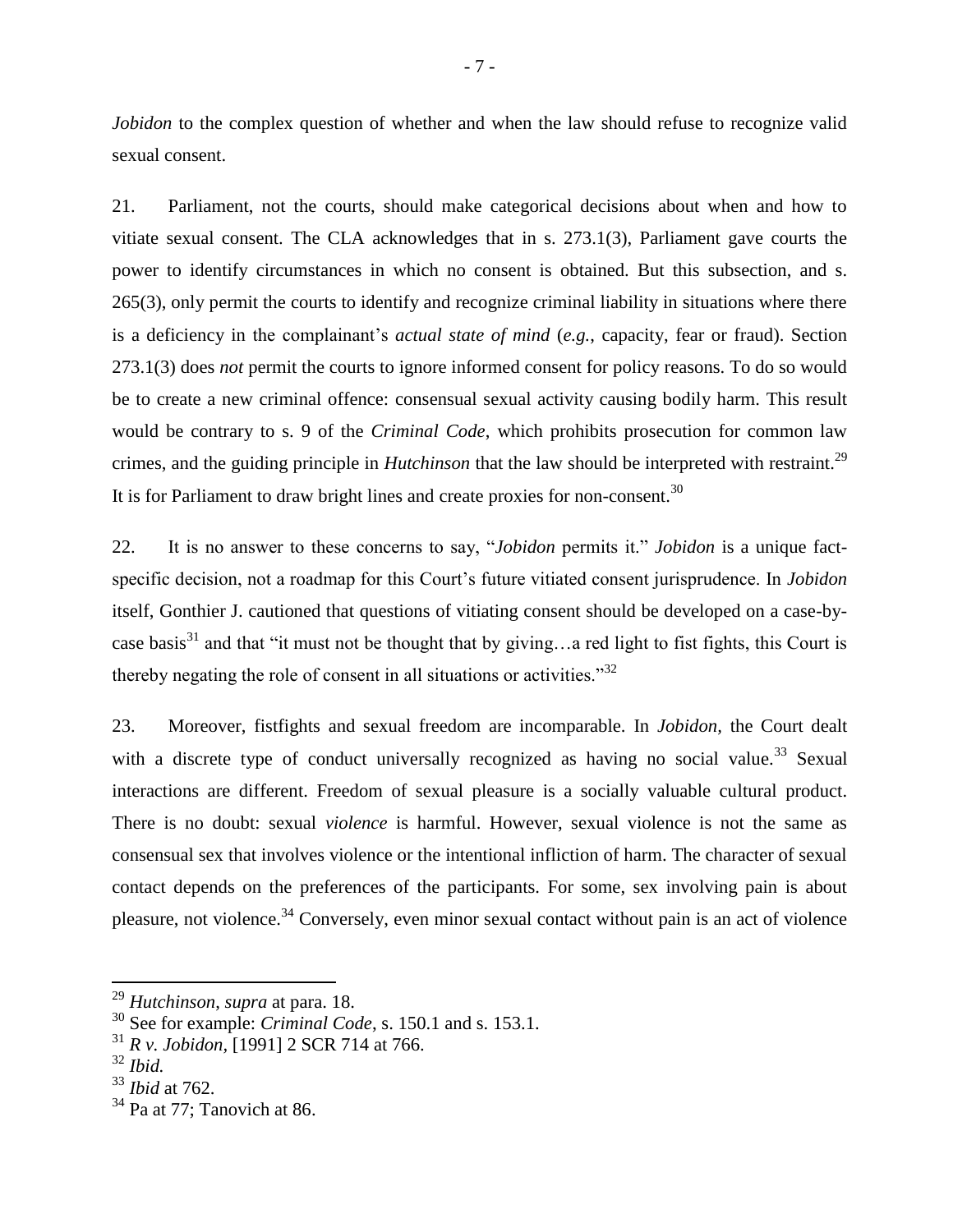*Jobidon* to the complex question of whether and when the law should refuse to recognize valid sexual consent.

21. Parliament, not the courts, should make categorical decisions about when and how to vitiate sexual consent. The CLA acknowledges that in s. 273.1(3), Parliament gave courts the power to identify circumstances in which no consent is obtained. But this subsection, and s. 265(3), only permit the courts to identify and recognize criminal liability in situations where there is a deficiency in the complainant's *actual state of mind* (*e.g.*, capacity, fear or fraud). Section 273.1(3) does *not* permit the courts to ignore informed consent for policy reasons. To do so would be to create a new criminal offence: consensual sexual activity causing bodily harm. This result would be contrary to s. 9 of the *Criminal Code*, which prohibits prosecution for common law crimes, and the guiding principle in *Hutchinson* that the law should be interpreted with restraint.[29] It is for Parliament to draw bright lines and create proxies for non-consent.[30]

22. It is no answer to these concerns to say, "*Jobidon* permits it." *Jobidon* is a unique fact-specific decision, not a roadmap for this Court's future vitiated consent jurisprudence. In *Jobidon* itself, Gonthier J. cautioned that questions of vitiating consent should be developed on a case-by-case basis[31] and that "it must not be thought that by giving…a red light to fist fights, this Court is thereby negating the role of consent in all situations or activities."[32]

23. Moreover, fistfights and sexual freedom are incomparable. In *Jobidon,* the Court dealt with a discrete type of conduct universally recognized as having no social value.[33] Sexual interactions are different. Freedom of sexual pleasure is a socially valuable cultural product. There is no doubt: sexual *violence* is harmful. However, sexual violence is not the same as consensual sex that involves violence or the intentional infliction of harm. The character of sexual contact depends on the preferences of the participants. For some, sex involving pain is about pleasure, not violence.[34] Conversely, even minor sexual contact without pain is an act of violence

---

[29] *Hutchinson*, *supra* at para. 18.

[30] See for example: *Criminal Code*, s. 150.1 and s. 153.1.

[31] *R v. Jobidon*, [1991] 2 SCR 714 at 766.

[32] *Ibid.*

[33] *Ibid* at 762.

[34] Pa at 77; Tanovich at 86.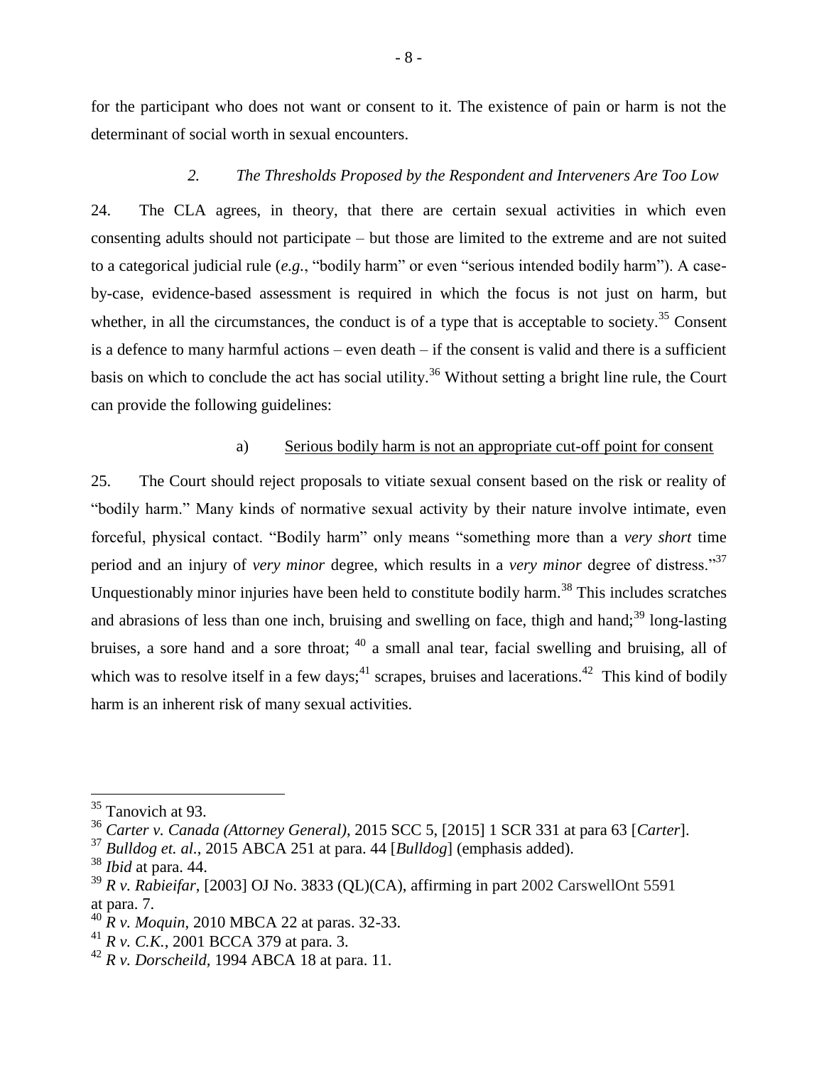for the participant who does not want or consent to it. The existence of pain or harm is not the determinant of social worth in sexual encounters.

### *2. The Thresholds Proposed by the Respondent and Interveners Are Too Low*

24. The CLA agrees, in theory, that there are certain sexual activities in which even consenting adults should not participate – but those are limited to the extreme and are not suited to a categorical judicial rule (*e.g.*, "bodily harm" or even "serious intended bodily harm"). A case-by-case, evidence-based assessment is required in which the focus is not just on harm, but whether, in all the circumstances, the conduct is of a type that is acceptable to society.[35] Consent is a defence to many harmful actions – even death – if the consent is valid and there is a sufficient basis on which to conclude the act has social utility.[36] Without setting a bright line rule, the Court can provide the following guidelines:

a) Serious bodily harm is not an appropriate cut-off point for consent

25. The Court should reject proposals to vitiate sexual consent based on the risk or reality of "bodily harm." Many kinds of normative sexual activity by their nature involve intimate, even forceful, physical contact. "Bodily harm" only means "something more than a *very short* time period and an injury of *very minor* degree, which results in a *very minor* degree of distress."[37] Unquestionably minor injuries have been held to constitute bodily harm.[38] This includes scratches and abrasions of less than one inch, bruising and swelling on face, thigh and hand;[39] long-lasting bruises, a sore hand and a sore throat; [40] a small anal tear, facial swelling and bruising, all of which was to resolve itself in a few days;[41] scrapes, bruises and lacerations.[42] This kind of bodily harm is an inherent risk of many sexual activities.

---

[35] Tanovich at 93.

[36] *Carter v. Canada (Attorney General)*, 2015 SCC 5, [2015] 1 SCR 331 at para 63 [*Carter*].

[37] *Bulldog et. al.*, 2015 ABCA 251 at para. 44 [*Bulldog*] (emphasis added).

[38] *Ibid* at para. 44.

[39] *R v. Rabieifar*, [2003] OJ No. 3833 (QL)(CA), affirming in part 2002 CarswellOnt 5591 at para. 7.

[40] *R v. Moquin*, 2010 MBCA 22 at paras. 32-33.

[41] *R v. C.K.*, 2001 BCCA 379 at para. 3.

[42] *R v. Dorscheild*, 1994 ABCA 18 at para. 11.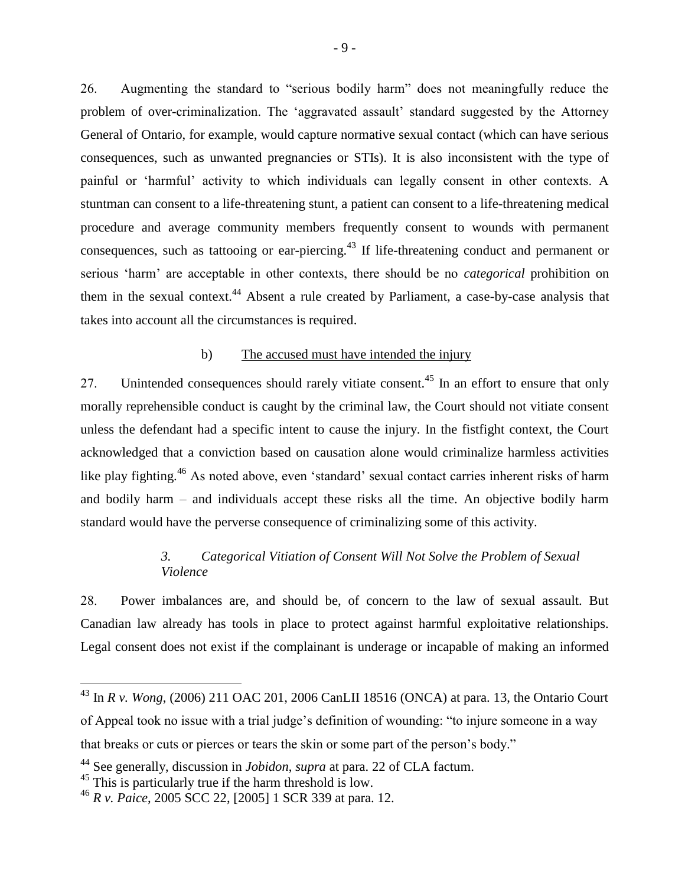26. Augmenting the standard to "serious bodily harm" does not meaningfully reduce the problem of over-criminalization. The 'aggravated assault' standard suggested by the Attorney General of Ontario, for example, would capture normative sexual contact (which can have serious consequences, such as unwanted pregnancies or STIs). It is also inconsistent with the type of painful or 'harmful' activity to which individuals can legally consent in other contexts. A stuntman can consent to a life-threatening stunt, a patient can consent to a life-threatening medical procedure and average community members frequently consent to wounds with permanent consequences, such as tattooing or ear-piercing.[43] If life-threatening conduct and permanent or serious 'harm' are acceptable in other contexts, there should be no *categorical* prohibition on them in the sexual context.[44] Absent a rule created by Parliament, a case-by-case analysis that takes into account all the circumstances is required.

#### b) <u>The accused must have intended the injury</u>

27. Unintended consequences should rarely vitiate consent.[45] In an effort to ensure that only morally reprehensible conduct is caught by the criminal law, the Court should not vitiate consent unless the defendant had a specific intent to cause the injury. In the fistfight context, the Court acknowledged that a conviction based on causation alone would criminalize harmless activities like play fighting.[46] As noted above, even 'standard' sexual contact carries inherent risks of harm and bodily harm – and individuals accept these risks all the time. An objective bodily harm standard would have the perverse consequence of criminalizing some of this activity.

### *3. Categorical Vitiation of Consent Will Not Solve the Problem of Sexual Violence*

28. Power imbalances are, and should be, of concern to the law of sexual assault. But Canadian law already has tools in place to protect against harmful exploitative relationships. Legal consent does not exist if the complainant is underage or incapable of making an informed

---

[43] In *R v. Wong*, (2006) 211 OAC 201, 2006 CanLII 18516 (ONCA) at para. 13, the Ontario Court of Appeal took no issue with a trial judge's definition of wounding: "to injure someone in a way that breaks or cuts or pierces or tears the skin or some part of the person's body."

[44] See generally, discussion in *Jobidon*, *supra* at para. 22 of CLA factum.

[45] This is particularly true if the harm threshold is low.

[46] *R v. Paice*, 2005 SCC 22, [2005] 1 SCR 339 at para. 12.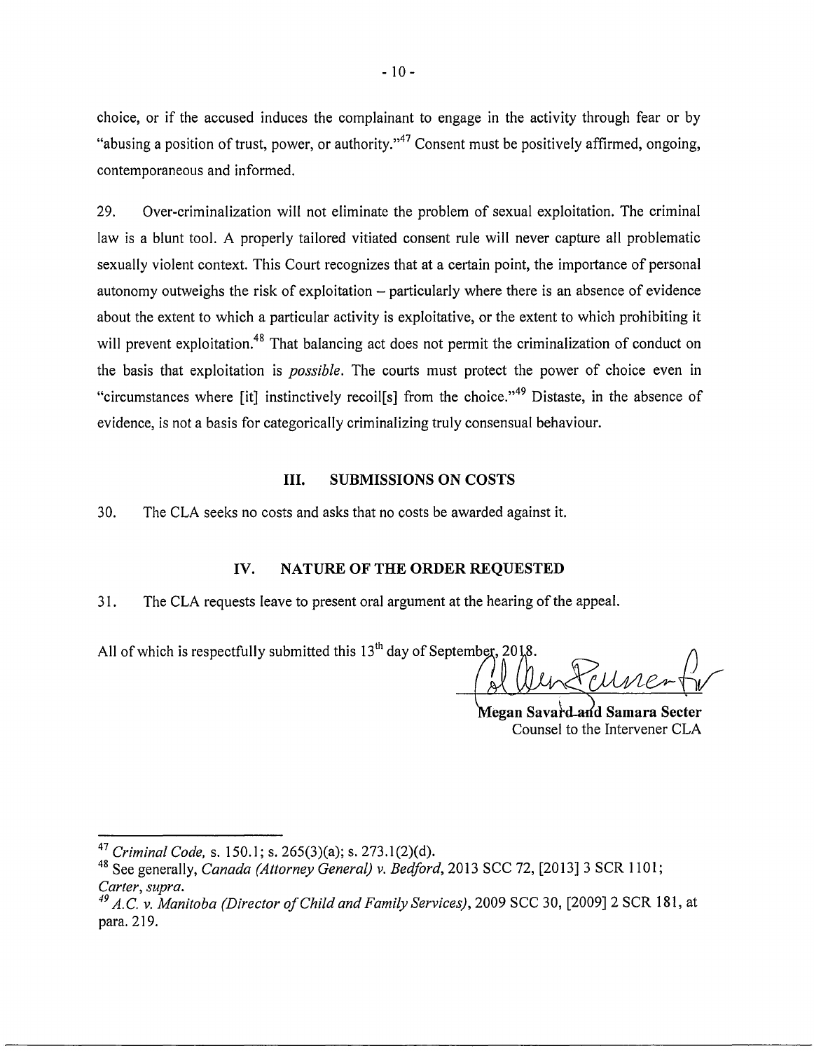choice, or if the accused induces the complainant to engage in the activity through fear or by "abusing a position of trust, power, or authority."[47] Consent must be positively affirmed, ongoing, contemporaneous and informed.

29. Over-criminalization will not eliminate the problem of sexual exploitation. The criminal law is a blunt tool. A properly tailored vitiated consent rule will never capture all problematic sexually violent context. This Court recognizes that at a certain point, the importance of personal autonomy outweighs the risk of exploitation – particularly where there is an absence of evidence about the extent to which a particular activity is exploitative, or the extent to which prohibiting it will prevent exploitation.[48] That balancing act does not permit the criminalization of conduct on the basis that exploitation is *possible*. The courts must protect the power of choice even in "circumstances where [it] instinctively recoil[s] from the choice."[49] Distaste, in the absence of evidence, is not a basis for categorically criminalizing truly consensual behaviour.

## III. SUBMISSIONS ON COSTS

30. The CLA seeks no costs and asks that no costs be awarded against it.

## IV. NATURE OF THE ORDER REQUESTED

31. The CLA requests leave to present oral argument at the hearing of the appeal.

All of which is respectfully submitted this 13th day of September, 2018.

**Megan Savard and Samara Secter**
Counsel to the Intervener CLA

---

[47] *Criminal Code,* s. 150.1; s. 265(3)(a); s. 273.1(2)(d).

[48] See generally, *Canada (Attorney General) v. Bedford*, 2013 SCC 72, [2013] 3 SCR 1101; *Carter, supra*.

[49] *A.C. v. Manitoba (Director of Child and Family Services)*, 2009 SCC 30, [2009] 2 SCR 181, at para. 219.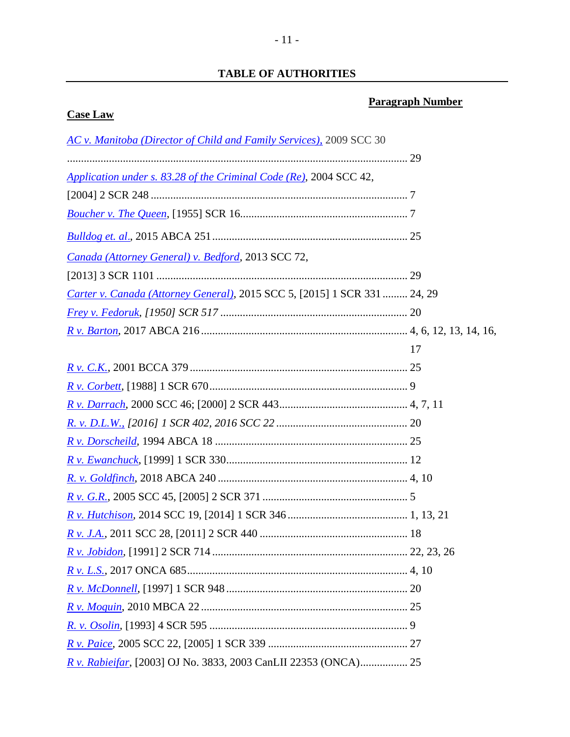# TABLE OF AUTHORITIES

**Case Law** | **Paragraph Number**

| Case | Paragraph Number |
|---|---|
| *AC v. Manitoba (Director of Child and Family Services),* 2009 SCC 30 | 29 |
| *Application under s. 83.28 of the Criminal Code (Re)*, 2004 SCC 42, [2004] 2 SCR 248 | 7 |
| *Boucher v. The Queen*, [1955] SCR 16 | 7 |
| *Bulldog et. al*., 2015 ABCA 251 | 25 |
| *Canada (Attorney General) v. Bedford*, 2013 SCC 72, [2013] 3 SCR 1101 | 29 |
| *Carter v. Canada (Attorney General)*, 2015 SCC 5, [2015] 1 SCR 331 | 24, 29 |
| *Frey v. Fedoruk, [1950] SCR 517* | 20 |
| *R v. Barton*, 2017 ABCA 216 | 4, 6, 12, 13, 14, 16, 17 |
| *R v. C.K.*, 2001 BCCA 379 | 25 |
| *R v. Corbett*, [1988] 1 SCR 670 | 9 |
| *R v. Darrach*, 2000 SCC 46; [2000] 2 SCR 443 | 4, 7, 11 |
| *R. v. D.L.W., [2016] 1 SCR 402, 2016 SCC 22* | 20 |
| *R v. Dorscheild*, 1994 ABCA 18 | 25 |
| *R v. Ewanchuck*, [1999] 1 SCR 330 | 12 |
| *R. v. Goldfinch*, 2018 ABCA 240 | 4, 10 |
| *R v. G.R.*, 2005 SCC 45, [2005] 2 SCR 371 | 5 |
| *R v. Hutchison*, 2014 SCC 19, [2014] 1 SCR 346 | 1, 13, 21 |
| *R v. J.A.*, 2011 SCC 28, [2011] 2 SCR 440 | 18 |
| *R v. Jobidon*, [1991] 2 SCR 714 | 22, 23, 26 |
| *R v. L.S.*, 2017 ONCA 685 | 4, 10 |
| *R v. McDonnell*, [1997] 1 SCR 948 | 20 |
| *R v. Moquin*, 2010 MBCA 22 | 25 |
| *R. v. Osolin*, [1993] 4 SCR 595 | 9 |
| *R v. Paice*, 2005 SCC 22, [2005] 1 SCR 339 | 27 |
| *R v. Rabieifar*, [2003] OJ No. 3833, 2003 CanLII 22353 (ONCA) | 25 |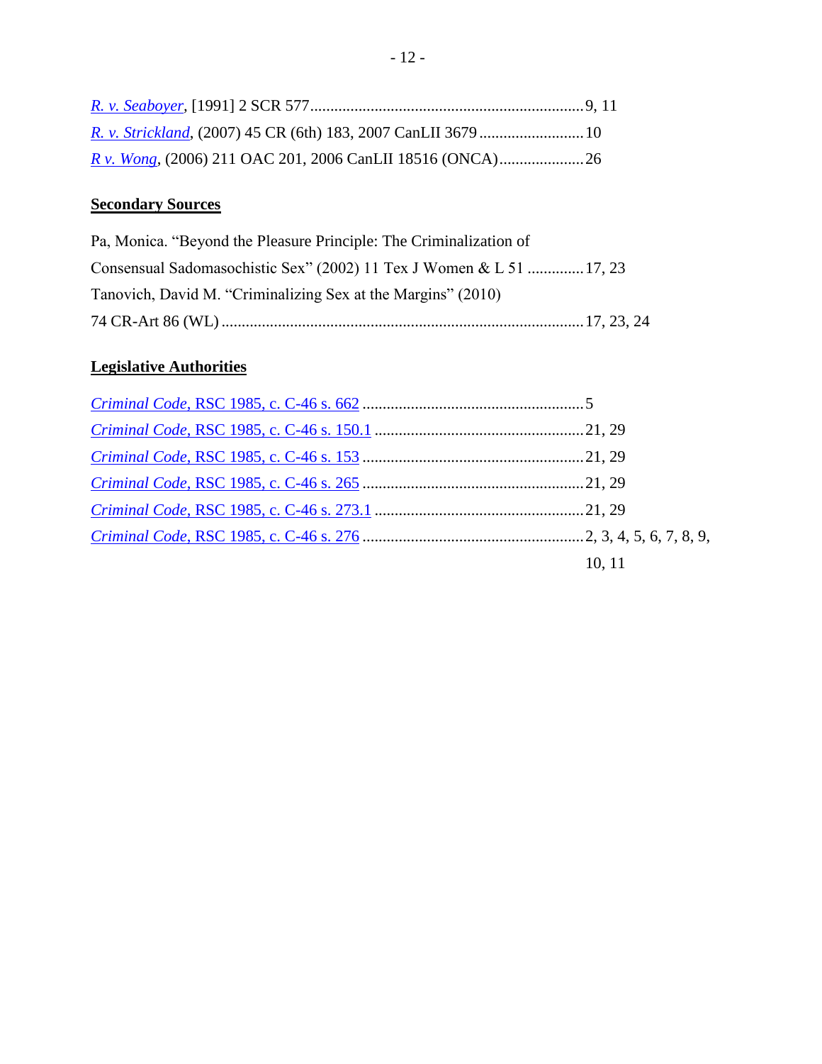*R. v. Seaboyer*, [1991] 2 SCR 577....................................................................9, 11

*R. v. Strickland*, (2007) 45 CR (6th) 183, 2007 CanLII 3679..........................10

*R v. Wong*, (2006) 211 OAC 201, 2006 CanLII 18516 (ONCA)......................26

## Secondary Sources

Pa, Monica. "Beyond the Pleasure Principle: The Criminalization of Consensual Sadomasochistic Sex" (2002) 11 Tex J Women & L 51 ..............17, 23

Tanovich, David M. "Criminalizing Sex at the Margins" (2010) 74 CR-Art 86 (WL) ..........................................................................................17, 23, 24

## Legislative Authorities

*Criminal Code*, RSC 1985, c. C-46 s. 662 .......................................................5

*Criminal Code*, RSC 1985, c. C-46 s. 150.1 ....................................................21, 29

*Criminal Code*, RSC 1985, c. C-46 s. 153 .......................................................21, 29

*Criminal Code*, RSC 1985, c. C-46 s. 265 .......................................................21, 29

*Criminal Code*, RSC 1985, c. C-46 s. 273.1 ....................................................21, 29

*Criminal Code*, RSC 1985, c. C-46 s. 276 .......................................................2, 3, 4, 5, 6, 7, 8, 9, 10, 11